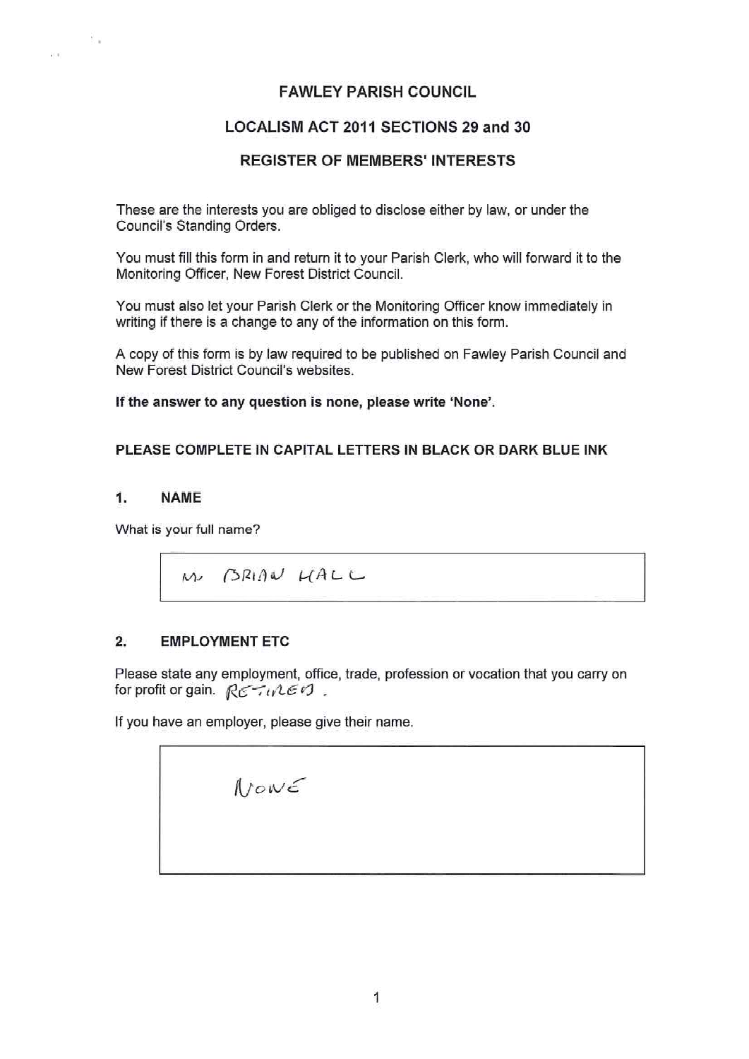# FAWLEY PARISH COUNCIL

## LOCALISM ACT 2011 SECTIONS 29 and 30

## REGISTER OF MEMBERS' INTERESTS

These are the interests you are obliged to disclose either by law, or under the Council's Standing Orders.

You must fill this form in and return it to your Parish Clerk, who will forward it to the Monitoring Officer, New Forest District Council.

You must also let your Parish Clerk or the Monitoring Officer know immediately in writing if there is a change to any of the information on this form.

A copy of this form is by law required to be published on Fawley Parish Council and New Forest District Council's websites.

**If the answer to any question is none, please write 'None'.**

**PLEASE COMPLETE IN CAPITAL LETTERS IN BLACK OR DARK BLUE INK**

### 1. NAME

What is your full name?

M BRIAN HALL

### 2. EMPLOYMENT ETC

Please state any employment, office, trade, profession or vocation that you carry on for profit or gain. RETIRED.

If you have an employer, please give their name.

NONE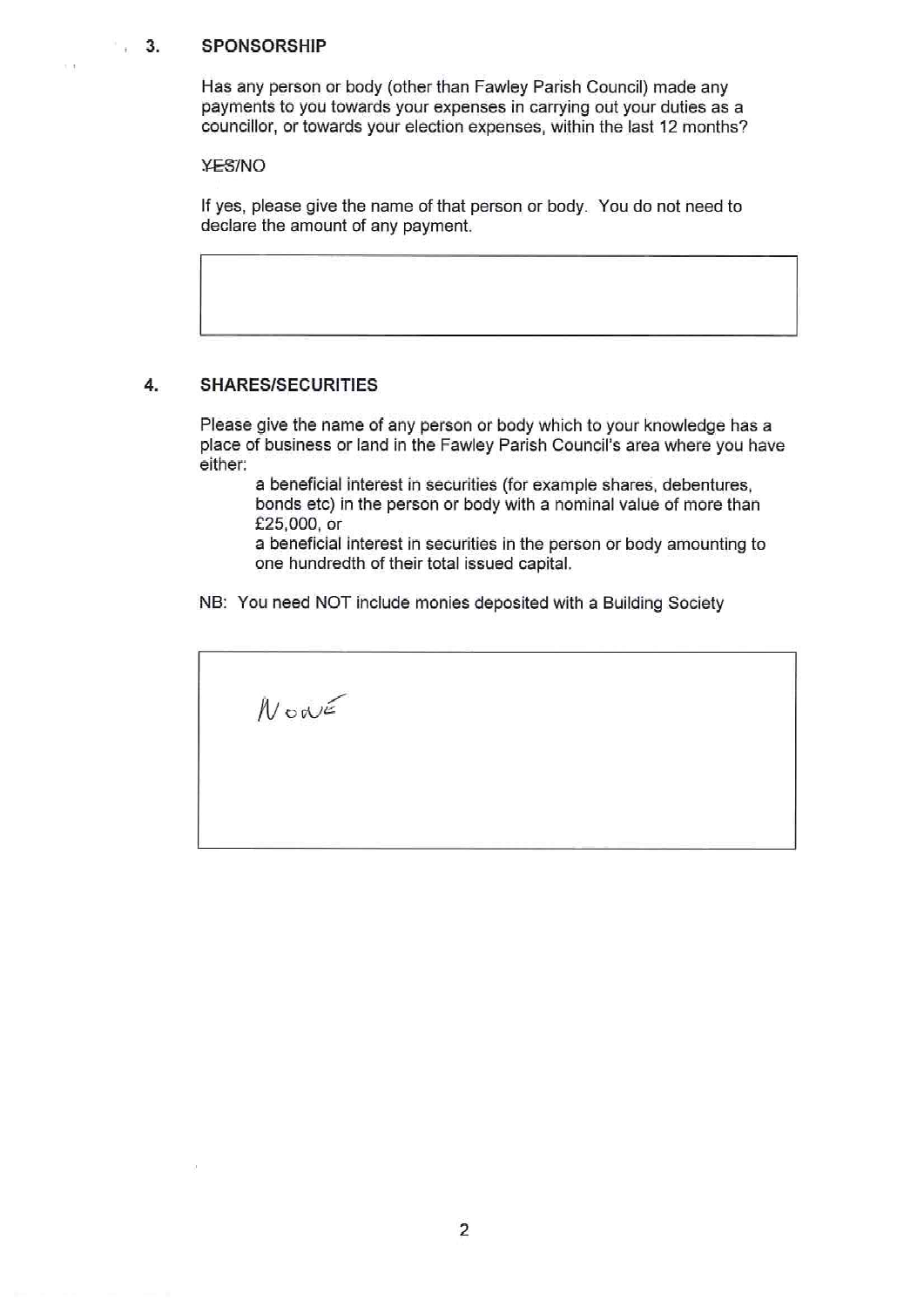## 3. SPONSORSHIP

Has any person or body (other than Fawley Parish Council) made any payments to you towards your expenses in carrying out your duties as a councillor, or towards your election expenses, within the last 12 months?

~~YES~~/NO

If yes, please give the name of that person or body. You do not need to declare the amount of any payment.

| |
|---|
| |

## 4. SHARES/SECURITIES

Please give the name of any person or body which to your knowledge has a place of business or land in the Fawley Parish Council's area where you have either:

- a beneficial interest in securities (for example shares, debentures, bonds etc) in the person or body with a nominal value of more than £25,000, or
- a beneficial interest in securities in the person or body amounting to one hundredth of their total issued capital.

NB: You need NOT include monies deposited with a Building Society

| |
|---|
| None |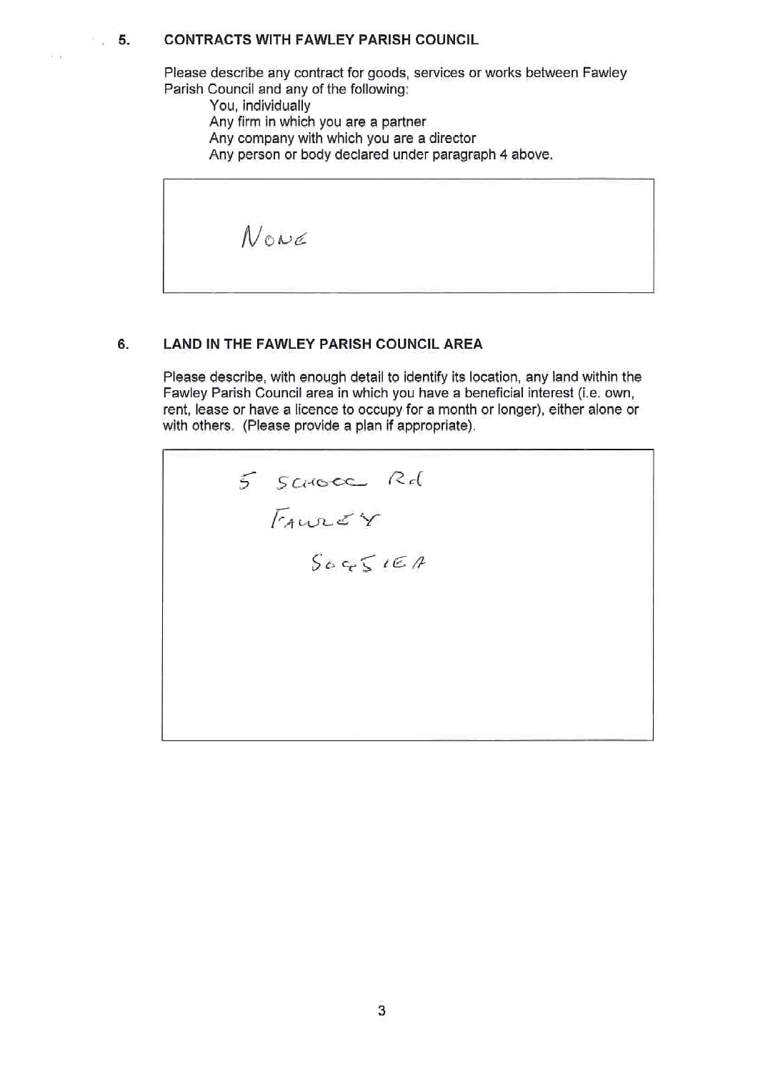## 5. CONTRACTS WITH FAWLEY PARISH COUNCIL

Please describe any contract for goods, services or works between Fawley Parish Council and any of the following:

- You, individually
- Any firm in which you are a partner
- Any company with which you are a director
- Any person or body declared under paragraph 4 above.

> NONE

## 6. LAND IN THE FAWLEY PARISH COUNCIL AREA

Please describe, with enough detail to identify its location, any land within the Fawley Parish Council area in which you have a beneficial interest (i.e. own, rent, lease or have a licence to occupy for a month or longer), either alone or with others. (Please provide a plan if appropriate).

> 5 SCHOOL Rd
> FAWLEY
> SO45 1EA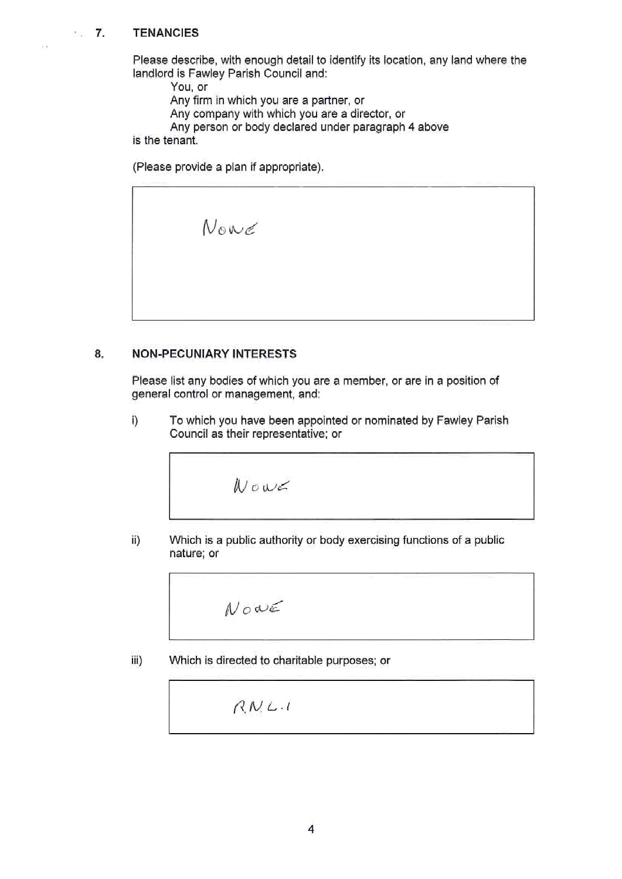## 7. TENANCIES

Please describe, with enough detail to identify its location, any land where the landlord is Fawley Parish Council and:

- You, or
- Any firm in which you are a partner, or
- Any company with which you are a director, or
- Any person or body declared under paragraph 4 above

is the tenant.

(Please provide a plan if appropriate).

| None |
|---|

## 8. NON-PECUNIARY INTERESTS

Please list any bodies of which you are a member, or are in a position of general control or management, and:

i) To which you have been appointed or nominated by Fawley Parish Council as their representative; or

| None |
|---|

ii) Which is a public authority or body exercising functions of a public nature; or

| None |
|---|

iii) Which is directed to charitable purposes; or

| R.N.L.I |
|---|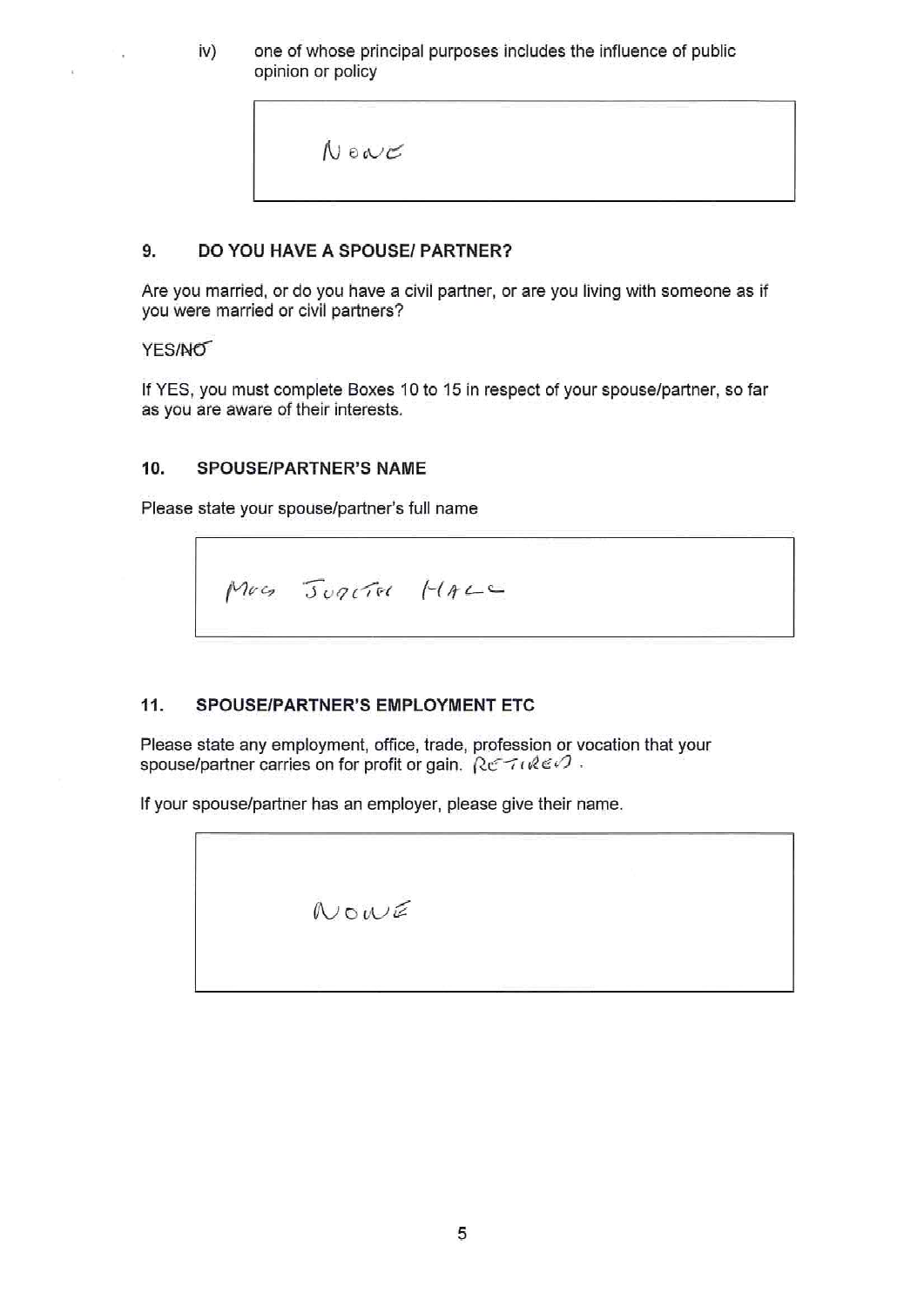iv) one of whose principal purposes includes the influence of public opinion or policy

> NONE

## 9. DO YOU HAVE A SPOUSE/ PARTNER?

Are you married, or do you have a civil partner, or are you living with someone as if you were married or civil partners?

YES/~~NO~~

If YES, you must complete Boxes 10 to 15 in respect of your spouse/partner, so far as you are aware of their interests.

## 10. SPOUSE/PARTNER'S NAME

Please state your spouse/partner's full name

> MRS JUDITH HALL

## 11. SPOUSE/PARTNER'S EMPLOYMENT ETC

Please state any employment, office, trade, profession or vocation that your spouse/partner carries on for profit or gain. RETIRED.

If your spouse/partner has an employer, please give their name.

> NONE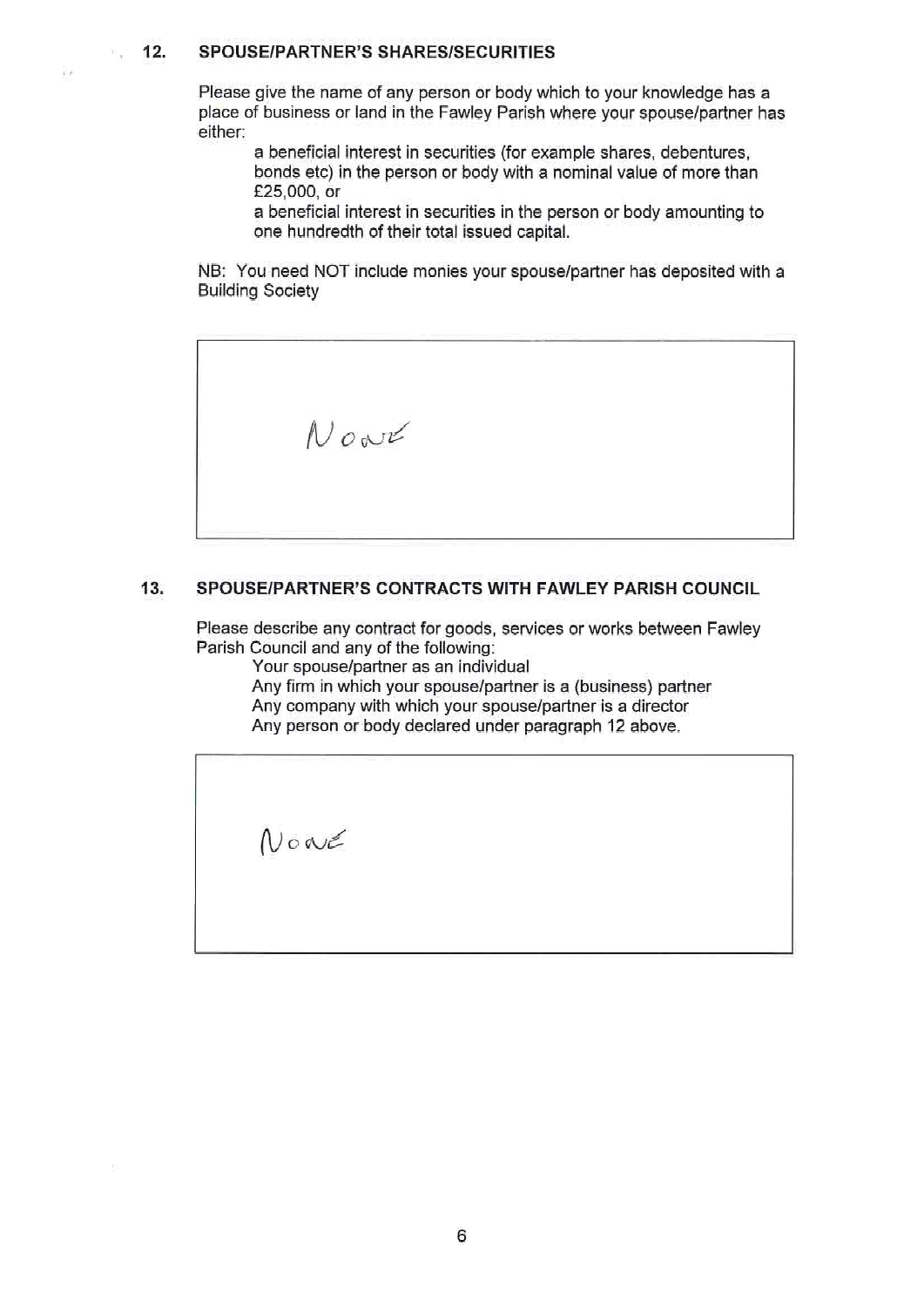## 12. SPOUSE/PARTNER'S SHARES/SECURITIES

Please give the name of any person or body which to your knowledge has a place of business or land in the Fawley Parish where your spouse/partner has either:

- a beneficial interest in securities (for example shares, debentures, bonds etc) in the person or body with a nominal value of more than £25,000, or
- a beneficial interest in securities in the person or body amounting to one hundredth of their total issued capital.

NB: You need NOT include monies your spouse/partner has deposited with a Building Society

| None |
|---|

## 13. SPOUSE/PARTNER'S CONTRACTS WITH FAWLEY PARISH COUNCIL

Please describe any contract for goods, services or works between Fawley Parish Council and any of the following:

- Your spouse/partner as an individual
- Any firm in which your spouse/partner is a (business) partner
- Any company with which your spouse/partner is a director
- Any person or body declared under paragraph 12 above.

| None |
|---|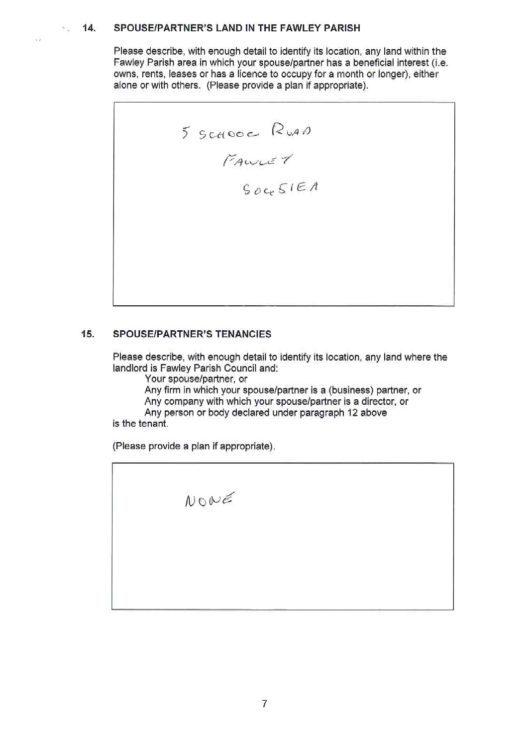## 14. SPOUSE/PARTNER'S LAND IN THE FAWLEY PARISH

Please describe, with enough detail to identify its location, any land within the Fawley Parish area in which your spouse/partner has a beneficial interest (i.e. owns, rents, leases or has a licence to occupy for a month or longer), either alone or with others. (Please provide a plan if appropriate).

> 5 SCHOOL ROAD
> FAWLEY
> SO45 1EA

## 15. SPOUSE/PARTNER'S TENANCIES

Please describe, with enough detail to identify its location, any land where the landlord is Fawley Parish Council and:

- Your spouse/partner, or
- Any firm in which your spouse/partner is a (business) partner, or
- Any company with which your spouse/partner is a director, or
- Any person or body declared under paragraph 12 above

is the tenant.

(Please provide a plan if appropriate).

> NONE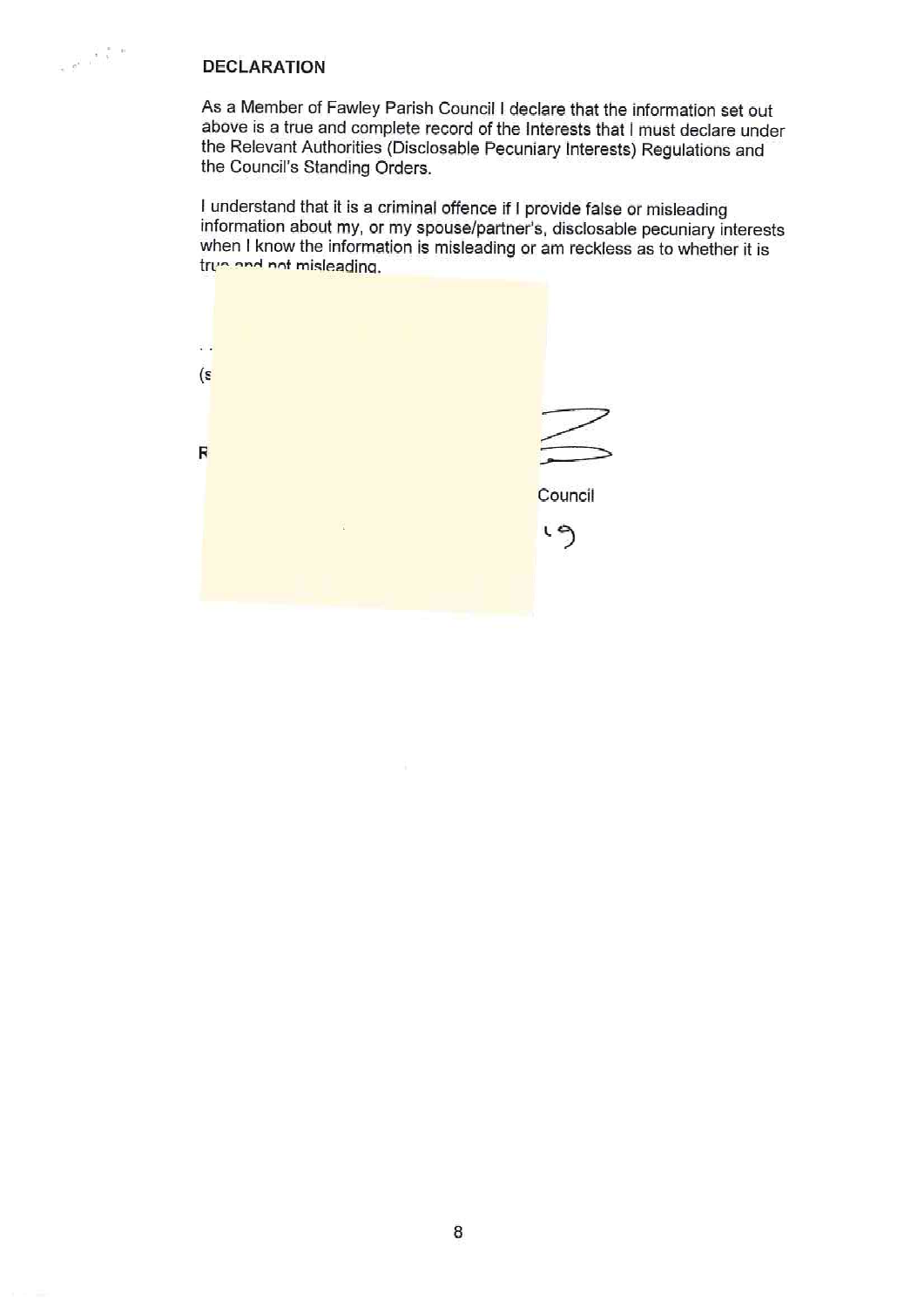**DECLARATION**

As a Member of Fawley Parish Council I declare that the information set out above is a true and complete record of the Interests that I must declare under the Relevant Authorities (Disclosable Pecuniary Interests) Regulations and the Council's Standing Orders.

I understand that it is a criminal offence if I provide false or misleading information about my, or my spouse/partner's, disclosable pecuniary interests when I know the information is misleading or am reckless as to whether it is true and not misleading.

. .

(s

R

Council

'9